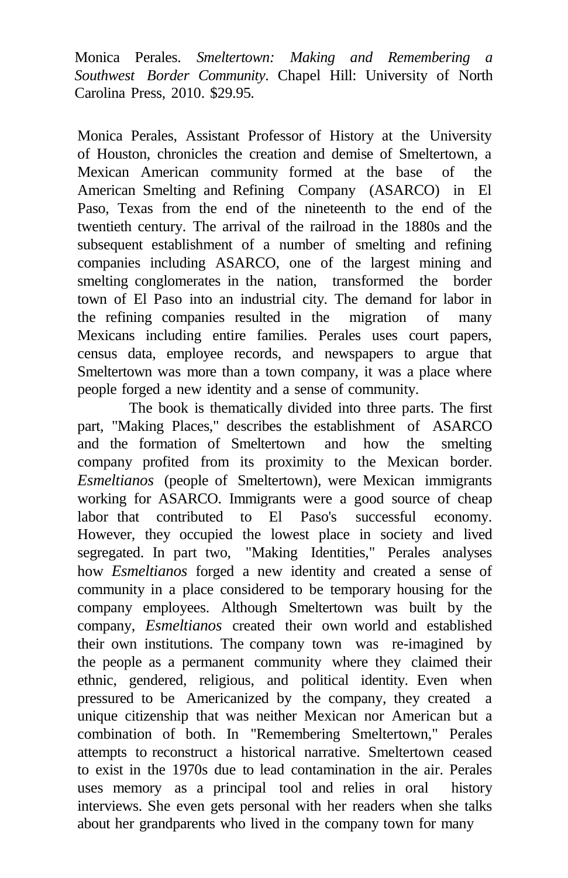Monica Perales. *Smeltertown: Making and Remembering a Southwest Border Community*. Chapel Hill: University of North Carolina Press, 2010. $29.95.

Monica Perales, Assistant Professor of History at the University of Houston, chronicles the creation and demise of Smeltertown, a Mexican American community formed at the base of the American Smelting and Refining Company (ASARCO) in El Paso, Texas from the end of the nineteenth to the end of the twentieth century. The arrival of the railroad in the 1880s and the subsequent establishment of a number of smelting and refining companies including ASARCO, one of the largest mining and smelting conglomerates in the nation, transformed the border town of El Paso into an industrial city. The demand for labor in the refining companies resulted in the migration of many Mexicans including entire families. Perales uses court papers, census data, employee records, and newspapers to argue that Smeltertown was more than a town company, it was a place where people forged a new identity and a sense of community.

The book is thematically divided into three parts. The first part, "Making Places," describes the establishment of ASARCO and the formation of Smeltertown and how the smelting company profited from its proximity to the Mexican border. *Esmeltianos* (people of Smeltertown), were Mexican immigrants working for ASARCO. Immigrants were a good source of cheap labor that contributed to El Paso's successful economy. However, they occupied the lowest place in society and lived segregated. In part two, "Making Identities," Perales analyses how *Esmeltianos* forged a new identity and created a sense of community in a place considered to be temporary housing for the company employees. Although Smeltertown was built by the company, *Esmeltianos* created their own world and established their own institutions. The company town was re-imagined by the people as a permanent community where they claimed their ethnic, gendered, religious, and political identity. Even when pressured to be Americanized by the company, they created a unique citizenship that was neither Mexican nor American but a combination of both. In "Remembering Smeltertown," Perales attempts to reconstruct a historical narrative. Smeltertown ceased to exist in the 1970s due to lead contamination in the air. Perales uses memory as a principal tool and relies in oral history interviews. She even gets personal with her readers when she talks about her grandparents who lived in the company town for many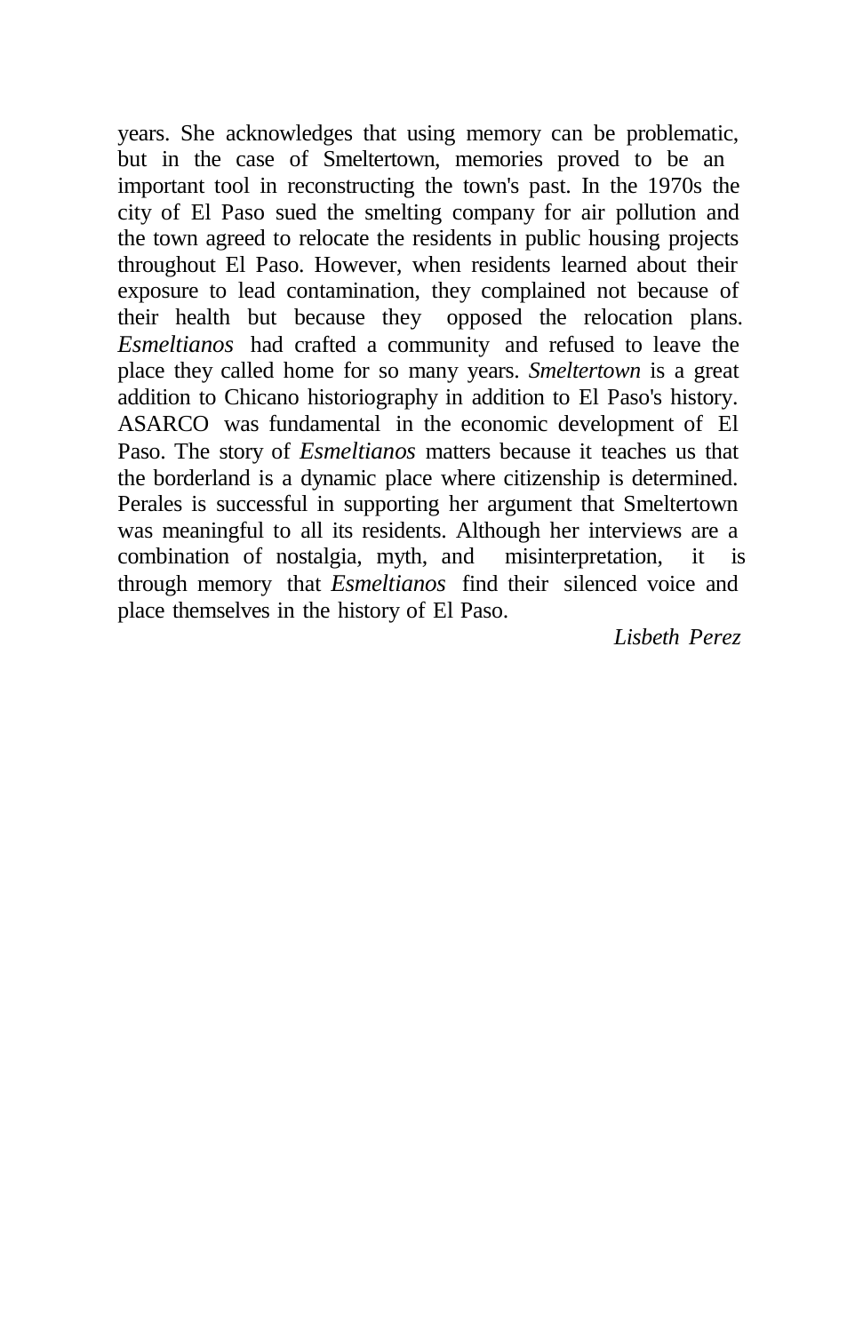years. She acknowledges that using memory can be problematic, but in the case of Smeltertown, memories proved to be an important tool in reconstructing the town's past. In the 1970s the city of El Paso sued the smelting company for air pollution and the town agreed to relocate the residents in public housing projects throughout El Paso. However, when residents learned about their exposure to lead contamination, they complained not because of their health but because they opposed the relocation plans. *Esmeltianos* had crafted a community and refused to leave the place they called home for so many years. *Smeltertown* is a great addition to Chicano historiography in addition to El Paso's history. ASARCO was fundamental in the economic development of El Paso. The story of *Esmeltianos* matters because it teaches us that the borderland is a dynamic place where citizenship is determined. Perales is successful in supporting her argument that Smeltertown was meaningful to all its residents. Although her interviews are a combination of nostalgia, myth, and misinterpretation, it is through memory that *Esmeltianos* find their silenced voice and place themselves in the history of El Paso.

*Lisbeth Perez*